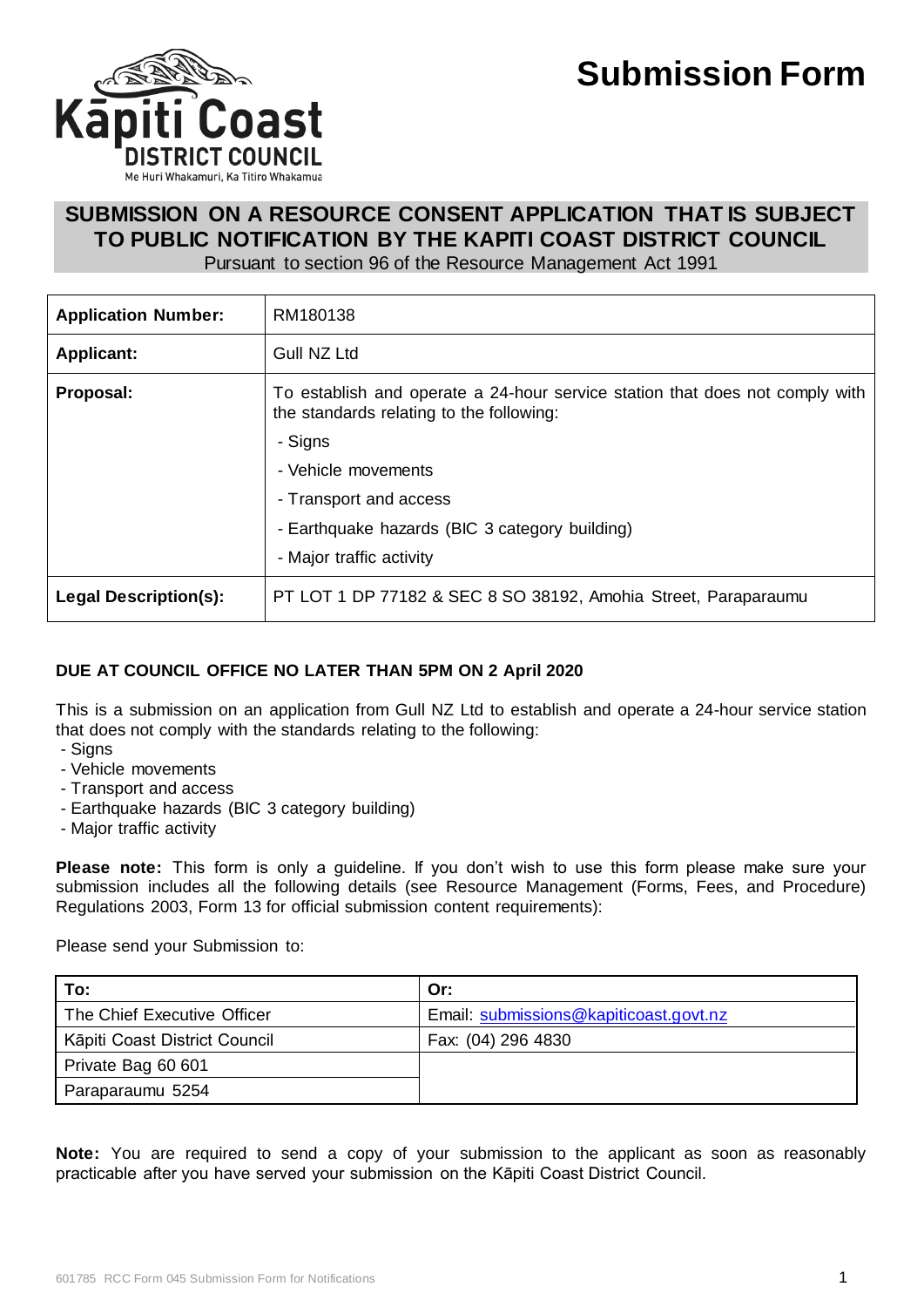# Submission Form

## SUBMISSION ON A RESOURCE CONSENT APPLICATION THAT IS SUBJECT TO PUBLIC NOTIFICATION BY THE KAPITI COAST DISTRICT COUNCIL

Pursuant to section 96 of the Resource Management Act 1991

| | |
|---|---|
| **Application Number:** | RM180138 |
| **Applicant:** | Gull NZ Ltd |
| **Proposal:** | To establish and operate a 24-hour service station that does not comply with the standards relating to the following:<br>- Signs<br>- Vehicle movements<br>- Transport and access<br>- Earthquake hazards (BIC 3 category building)<br>- Major traffic activity |
| **Legal Description(s):** | PT LOT 1 DP 77182 & SEC 8 SO 38192, Amohia Street, Paraparaumu |

**DUE AT COUNCIL OFFICE NO LATER THAN 5PM ON 2 April 2020**

This is a submission on an application from Gull NZ Ltd to establish and operate a 24-hour service station that does not comply with the standards relating to the following:

- Signs
- Vehicle movements
- Transport and access
- Earthquake hazards (BIC 3 category building)
- Major traffic activity

**Please note:** This form is only a guideline. If you don't wish to use this form please make sure your submission includes all the following details (see Resource Management (Forms, Fees, and Procedure) Regulations 2003, Form 13 for official submission content requirements):

Please send your Submission to:

| To: | Or: |
|---|---|
| The Chief Executive Officer | Email: submissions@kapiticoast.govt.nz |
| Kāpiti Coast District Council | Fax: (04) 296 4830 |
| Private Bag 60 601 | |
| Paraparaumu 5254 | |

**Note:** You are required to send a copy of your submission to the applicant as soon as reasonably practicable after you have served your submission on the Kāpiti Coast District Council.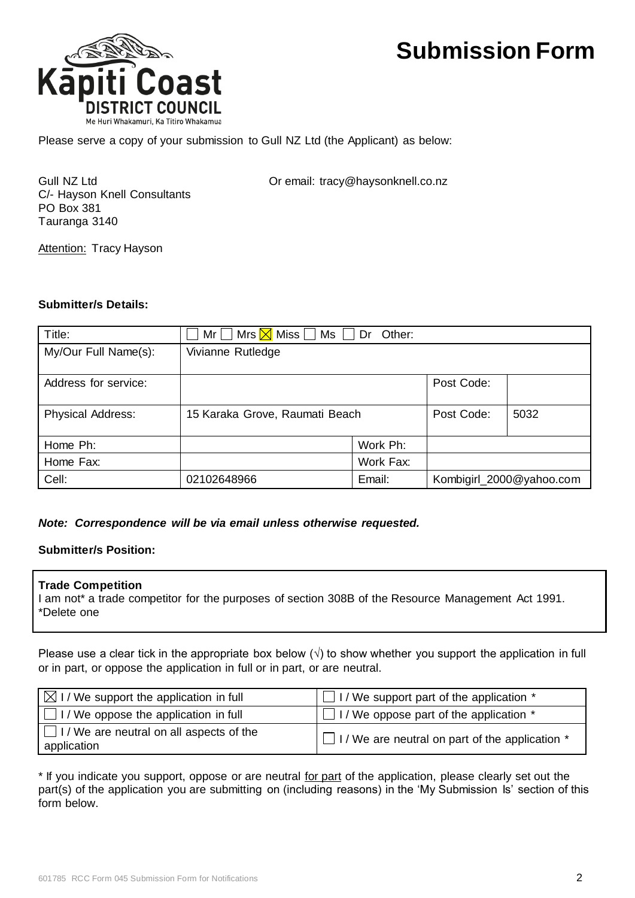Kāpiti Coast DISTRICT COUNCIL
Me Huri Whakamuri, Ka Titiro Whakamua

# Submission Form

Please serve a copy of your submission to Gull NZ Ltd (the Applicant) as below:

Gull NZ Ltd
C/- Hayson Knell Consultants
PO Box 381
Tauranga 3140

Or email: tracy@haysonknell.co.nz

Attention: Tracy Hayson

**Submitter/s Details:**

| Title: | ☐ Mr ☐ Mrs ☒ Miss ☐ Ms ☐ Dr Other: | | |
|---|---|---|---|
| My/Our Full Name(s): | Vivianne Rutledge | | |
| Address for service: | | Post Code: | |
| Physical Address: | 15 Karaka Grove, Raumati Beach | Post Code: | 5032 |
| Home Ph: | | Work Ph: | |
| Home Fax: | | Work Fax: | |
| Cell: | 02102648966 | Email: | Kombigirl_2000@yahoo.com |

***Note: Correspondence will be via email unless otherwise requested.***

**Submitter/s Position:**

**Trade Competition**
I am not* a trade competitor for the purposes of section 308B of the Resource Management Act 1991.
*Delete one

Please use a clear tick in the appropriate box below (√) to show whether you support the application in full or in part, or oppose the application in full or in part, or are neutral.

| | |
|---|---|
| ☒ I / We support the application in full | ☐ I / We support part of the application * |
| ☐ I / We oppose the application in full | ☐ I / We oppose part of the application * |
| ☐ I / We are neutral on all aspects of the application | ☐ I / We are neutral on part of the application * |

* If you indicate you support, oppose or are neutral for part of the application, please clearly set out the part(s) of the application you are submitting on (including reasons) in the 'My Submission Is' section of this form below.

601785 RCC Form 045 Submission Form for Notifications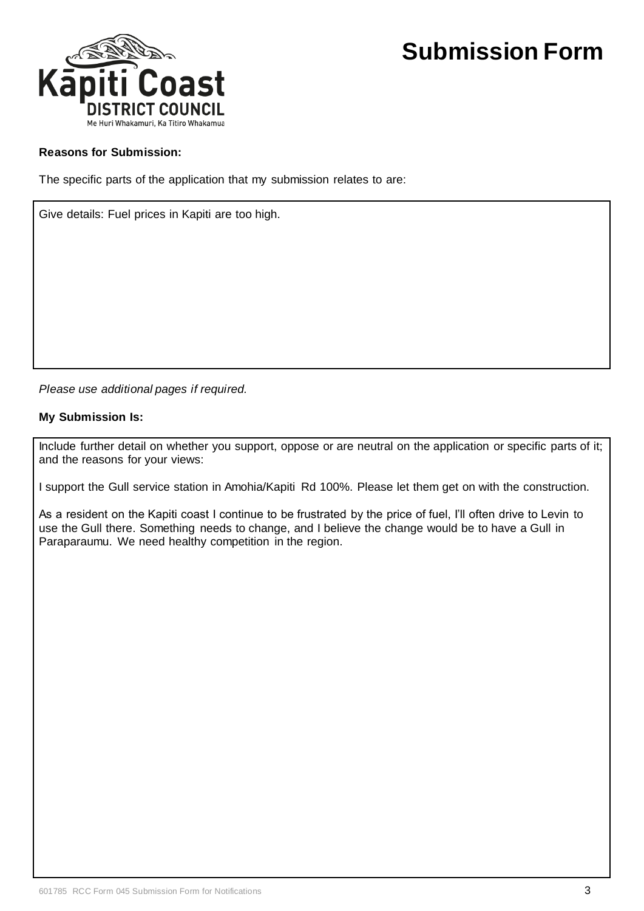# Submission Form

Kāpiti Coast
DISTRICT COUNCIL
Me Huri Whakamuri, Ka Titiro Whakamua

**Reasons for Submission:**

The specific parts of the application that my submission relates to are:

Give details: Fuel prices in Kapiti are too high.

*Please use additional pages if required.*

**My Submission Is:**

Include further detail on whether you support, oppose or are neutral on the application or specific parts of it; and the reasons for your views:

I support the Gull service station in Amohia/Kapiti Rd 100%. Please let them get on with the construction.

As a resident on the Kapiti coast I continue to be frustrated by the price of fuel, I'll often drive to Levin to use the Gull there. Something needs to change, and I believe the change would be to have a Gull in Paraparaumu. We need healthy competition in the region.

601785 RCC Form 045 Submission Form for Notifications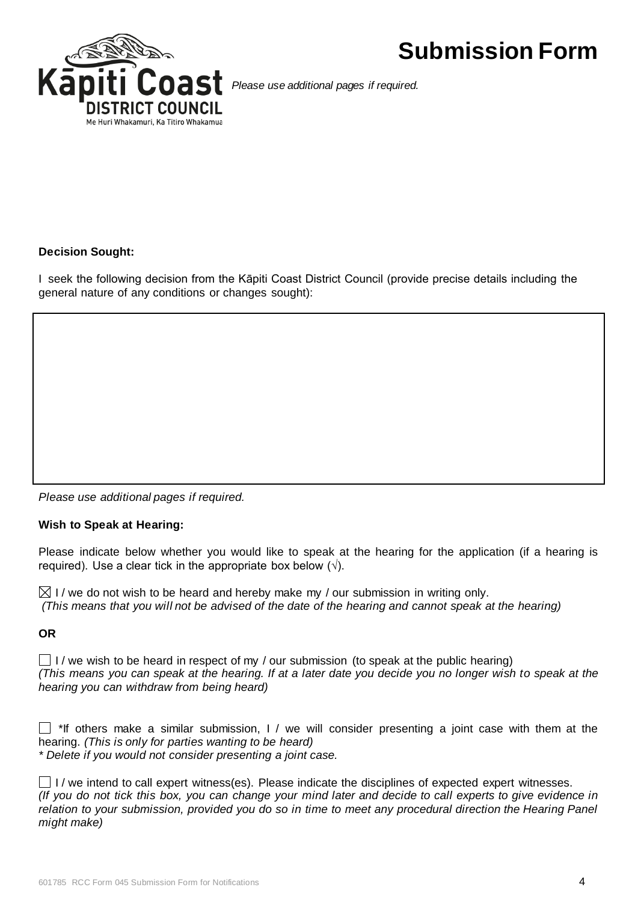# Submission Form

Kāpiti Coast DISTRICT COUNCIL
Me Huri Whakamuri, Ka Titiro Whakamua

*Please use additional pages if required.*

**Decision Sought:**

I seek the following decision from the Kāpiti Coast District Council (provide precise details including the general nature of any conditions or changes sought):

*Please use additional pages if required.*

**Wish to Speak at Hearing:**

Please indicate below whether you would like to speak at the hearing for the application (if a hearing is required). Use a clear tick in the appropriate box below (√).

☒ I / we do not wish to be heard and hereby make my / our submission in writing only.
*(This means that you will not be advised of the date of the hearing and cannot speak at the hearing)*

**OR**

☐ I / we wish to be heard in respect of my / our submission (to speak at the public hearing)
*(This means you can speak at the hearing. If at a later date you decide you no longer wish to speak at the hearing you can withdraw from being heard)*

☐ *If others make a similar submission, I / we will consider presenting a joint case with them at the hearing. *(This is only for parties wanting to be heard)*
*\* Delete if you would not consider presenting a joint case.*

☐ I / we intend to call expert witness(es). Please indicate the disciplines of expected expert witnesses.
*(If you do not tick this box, you can change your mind later and decide to call experts to give evidence in relation to your submission, provided you do so in time to meet any procedural direction the Hearing Panel might make)*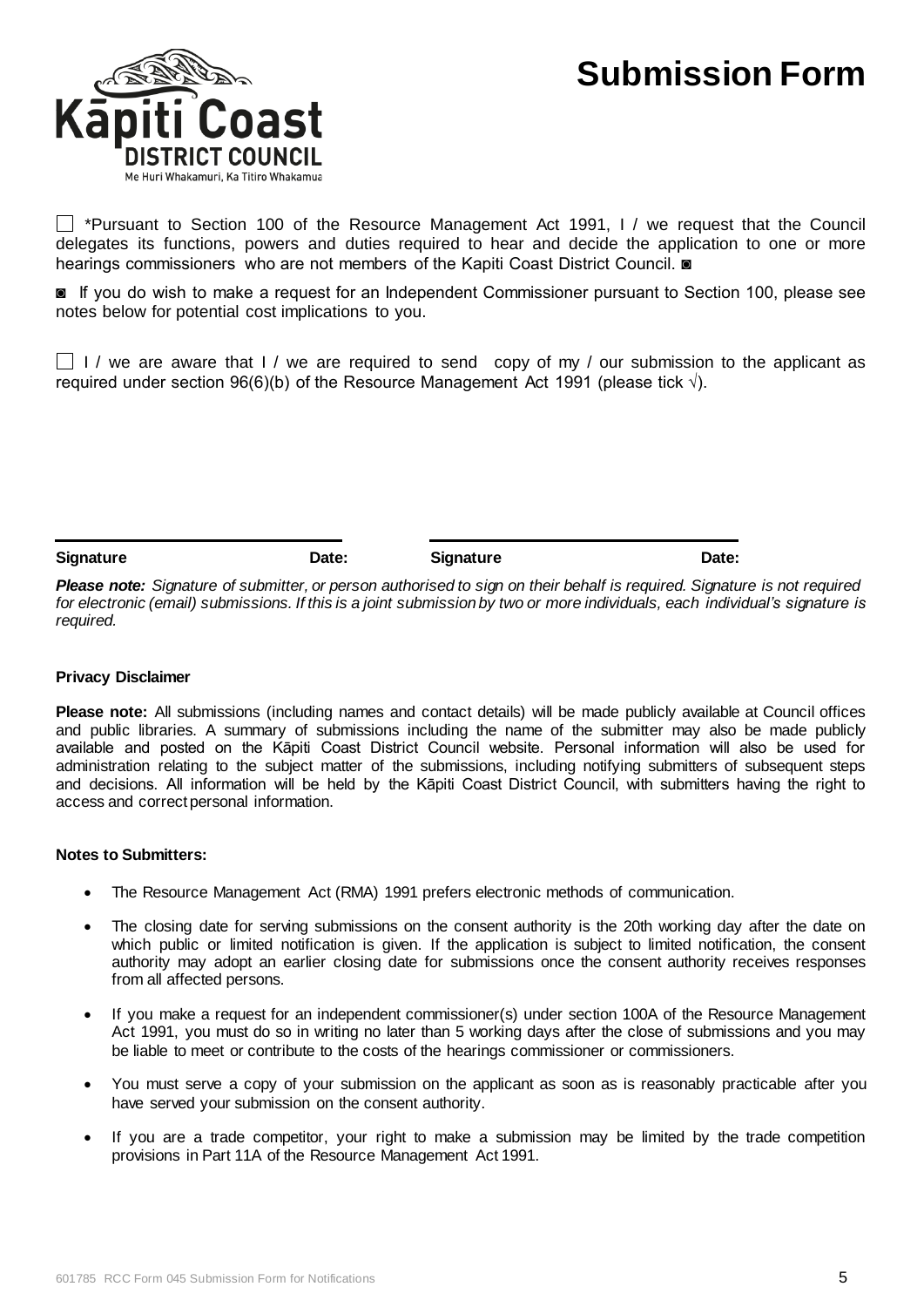# Submission Form

☐ *Pursuant to Section 100 of the Resource Management Act 1991, I / we request that the Council delegates its functions, powers and duties required to hear and decide the application to one or more hearings commissioners who are not members of the Kapiti Coast District Council. ◙

◙ If you do wish to make a request for an Independent Commissioner pursuant to Section 100, please see notes below for potential cost implications to you.

☐ I / we are aware that I / we are required to send copy of my / our submission to the applicant as required under section 96(6)(b) of the Resource Management Act 1991 (please tick √).

| | | | |
|---|---|---|---|
| **Signature** | **Date:** | **Signature** | **Date:** |

***Please note:*** *Signature of submitter, or person authorised to sign on their behalf is required. Signature is not required for electronic (email) submissions. If this is a joint submission by two or more individuals, each individual's signature is required.*

**Privacy Disclaimer**

**Please note:** All submissions (including names and contact details) will be made publicly available at Council offices and public libraries. A summary of submissions including the name of the submitter may also be made publicly available and posted on the Kāpiti Coast District Council website. Personal information will also be used for administration relating to the subject matter of the submissions, including notifying submitters of subsequent steps and decisions. All information will be held by the Kāpiti Coast District Council, with submitters having the right to access and correct personal information.

**Notes to Submitters:**

- The Resource Management Act (RMA) 1991 prefers electronic methods of communication.
- The closing date for serving submissions on the consent authority is the 20th working day after the date on which public or limited notification is given. If the application is subject to limited notification, the consent authority may adopt an earlier closing date for submissions once the consent authority receives responses from all affected persons.
- If you make a request for an independent commissioner(s) under section 100A of the Resource Management Act 1991, you must do so in writing no later than 5 working days after the close of submissions and you may be liable to meet or contribute to the costs of the hearings commissioner or commissioners.
- You must serve a copy of your submission on the applicant as soon as is reasonably practicable after you have served your submission on the consent authority.
- If you are a trade competitor, your right to make a submission may be limited by the trade competition provisions in Part 11A of the Resource Management Act 1991.